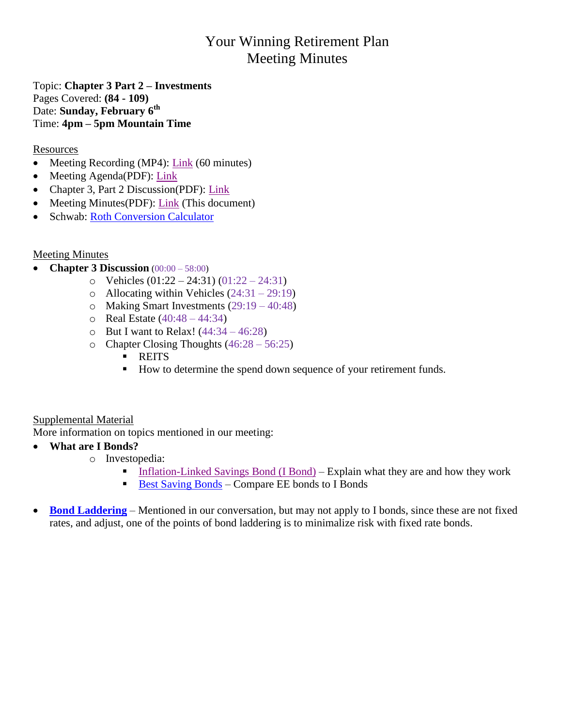# Your Winning Retirement Plan
# Meeting Minutes

Topic: **Chapter 3 Part 2 – Investments**
Pages Covered: **(84 - 109)**
Date: **Sunday, February 6th**
Time: **4pm – 5pm Mountain Time**

Resources

- Meeting Recording (MP4): Link (60 minutes)
- Meeting Agenda(PDF): Link
- Chapter 3, Part 2 Discussion(PDF): Link
- Meeting Minutes(PDF): Link (This document)
- Schwab: Roth Conversion Calculator

Meeting Minutes

- **Chapter 3 Discussion** (00:00 – 58:00)
  - Vehicles (01:22 – 24:31) (01:22 – 24:31)
  - Allocating within Vehicles (24:31 – 29:19)
  - Making Smart Investments (29:19 – 40:48)
  - Real Estate (40:48 – 44:34)
  - But I want to Relax! (44:34 – 46:28)
  - Chapter Closing Thoughts (46:28 – 56:25)
    - REITS
    - How to determine the spend down sequence of your retirement funds.

Supplemental Material

More information on topics mentioned in our meeting:

- **What are I Bonds?**
  - Investopedia:
    - Inflation-Linked Savings Bond (I Bond) – Explain what they are and how they work
    - Best Saving Bonds – Compare EE bonds to I Bonds

- **Bond Laddering** – Mentioned in our conversation, but may not apply to I bonds, since these are not fixed rates, and adjust, one of the points of bond laddering is to minimalize risk with fixed rate bonds.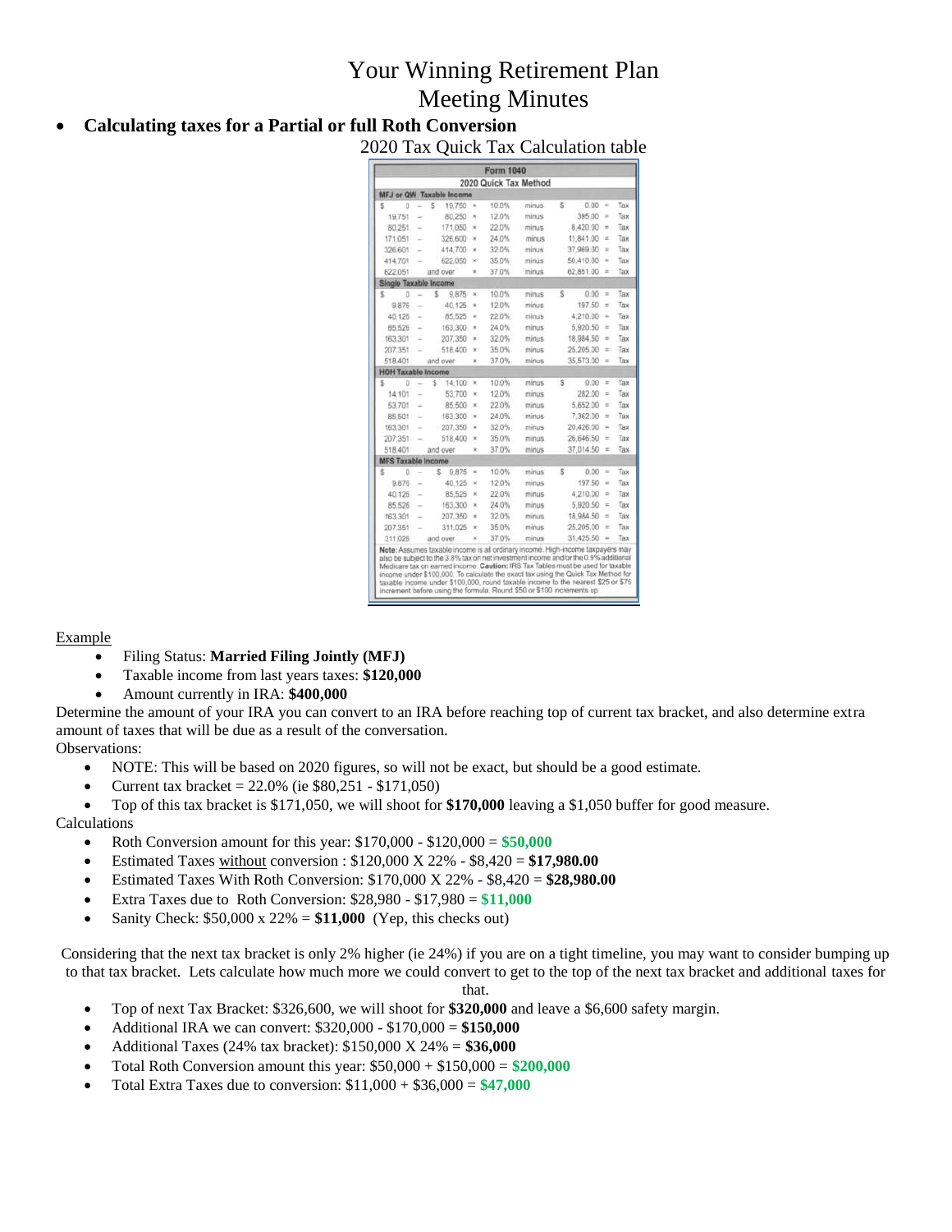# Your Winning Retirement Plan
# Meeting Minutes

- **Calculating taxes for a Partial or full Roth Conversion**

2020 Tax Quick Tax Calculation table

| Form 1040 | | | | | | | | | | |
|---|---|---|---|---|---|---|---|---|---|---|
| 2020 Quick Tax Method | | | | | | | | | | |
| **MFJ or QW Taxable Income** | | | | | | | | | | |
| $ 0 | – | $ 19,750 | × | 10.0% | minus | $ | 0.00 | = | Tax |
| 19,751 | – | 80,250 | × | 12.0% | minus | | 395.00 | = | Tax |
| 80,251 | – | 171,050 | × | 22.0% | minus | | 8,420.00 | = | Tax |
| 171,051 | – | 326,600 | × | 24.0% | minus | | 11,841.00 | = | Tax |
| 326,601 | – | 414,700 | × | 32.0% | minus | | 37,969.00 | = | Tax |
| 414,701 | – | 622,050 | × | 35.0% | minus | | 50,410.00 | = | Tax |
| 622,051 | | and over | × | 37.0% | minus | | 62,851.00 | = | Tax |
| **Single Taxable Income** | | | | | | | | | |
| $ 0 | – | $ 9,875 | × | 10.0% | minus | $ | 0.00 | = | Tax |
| 9,876 | – | 40,125 | × | 12.0% | minus | | 197.50 | = | Tax |
| 40,126 | – | 85,525 | × | 22.0% | minus | | 4,210.00 | = | Tax |
| 85,526 | – | 163,300 | × | 24.0% | minus | | 5,920.50 | = | Tax |
| 163,301 | – | 207,350 | × | 32.0% | minus | | 18,984.50 | = | Tax |
| 207,351 | – | 518,400 | × | 35.0% | minus | | 25,205.00 | = | Tax |
| 518,401 | | and over | × | 37.0% | minus | | 35,573.00 | = | Tax |
| **HOH Taxable Income** | | | | | | | | | |
| $ 0 | – | $ 14,100 | × | 10.0% | minus | $ | 0.00 | = | Tax |
| 14,101 | – | 53,700 | × | 12.0% | minus | | 282.00 | = | Tax |
| 53,701 | – | 85,500 | × | 22.0% | minus | | 5,652.00 | = | Tax |
| 85,501 | – | 163,300 | × | 24.0% | minus | | 7,362.00 | = | Tax |
| 163,301 | – | 207,350 | × | 32.0% | minus | | 20,426.00 | = | Tax |
| 207,351 | – | 518,400 | × | 35.0% | minus | | 26,646.50 | = | Tax |
| 518,401 | | and over | × | 37.0% | minus | | 37,014.50 | = | Tax |
| **MFS Taxable Income** | | | | | | | | | |
| $ 0 | – | $ 9,875 | × | 10.0% | minus | $ | 0.00 | = | Tax |
| 9,876 | – | 40,125 | × | 12.0% | minus | | 197.50 | = | Tax |
| 40,126 | – | 85,525 | × | 22.0% | minus | | 4,210.00 | = | Tax |
| 85,526 | – | 163,300 | × | 24.0% | minus | | 5,920.50 | = | Tax |
| 163,301 | – | 207,350 | × | 32.0% | minus | | 18,984.50 | = | Tax |
| 207,351 | – | 311,025 | × | 35.0% | minus | | 25,205.00 | = | Tax |
| 311,026 | | and over | × | 37.0% | minus | | 31,425.50 | = | Tax |

**Note:** Assumes taxable income is all ordinary income. High-income taxpayers may also be subject to the 3.8% tax on net investment income and/or the 0.9% additional Medicare tax on earned income. **Caution:** IRS Tax Tables must be used for taxable income under $100,000. To calculate the exact tax using the Quick Tax Method for taxable income under $100,000, round taxable income to the nearest $25 or $75 increment before using the formula. Round $50 or $100 increments up.

Example

- Filing Status: **Married Filing Jointly (MFJ)**
- Taxable income from last years taxes: **$120,000**
- Amount currently in IRA: **$400,000**

Determine the amount of your IRA you can convert to an IRA before reaching top of current tax bracket, and also determine extra amount of taxes that will be due as a result of the conversation.

Observations:

- NOTE: This will be based on 2020 figures, so will not be exact, but should be a good estimate.
- Current tax bracket = 22.0% (ie $80,251 - $171,050)
- Top of this tax bracket is $171,050, we will shoot for **$170,000** leaving a $1,050 buffer for good measure.

Calculations

- Roth Conversion amount for this year: $170,000 - $120,000 = **$50,000**
- Estimated Taxes without conversion : $120,000 X 22% - $8,420 = **$17,980.00**
- Estimated Taxes With Roth Conversion: $170,000 X 22% - $8,420 = **$28,980.00**
- Extra Taxes due to Roth Conversion: $28,980 - $17,980 = **$11,000**
- Sanity Check: $50,000 x 22% = **$11,000** (Yep, this checks out)

Considering that the next tax bracket is only 2% higher (ie 24%) if you are on a tight timeline, you may want to consider bumping up to that tax bracket. Lets calculate how much more we could convert to get to the top of the next tax bracket and additional taxes for that.

- Top of next Tax Bracket: $326,600, we will shoot for **$320,000** and leave a $6,600 safety margin.
- Additional IRA we can convert: $320,000 - $170,000 = **$150,000**
- Additional Taxes (24% tax bracket): $150,000 X 24% = **$36,000**
- Total Roth Conversion amount this year: $50,000 + $150,000 = **$200,000**
- Total Extra Taxes due to conversion: $11,000 + $36,000 = **$47,000**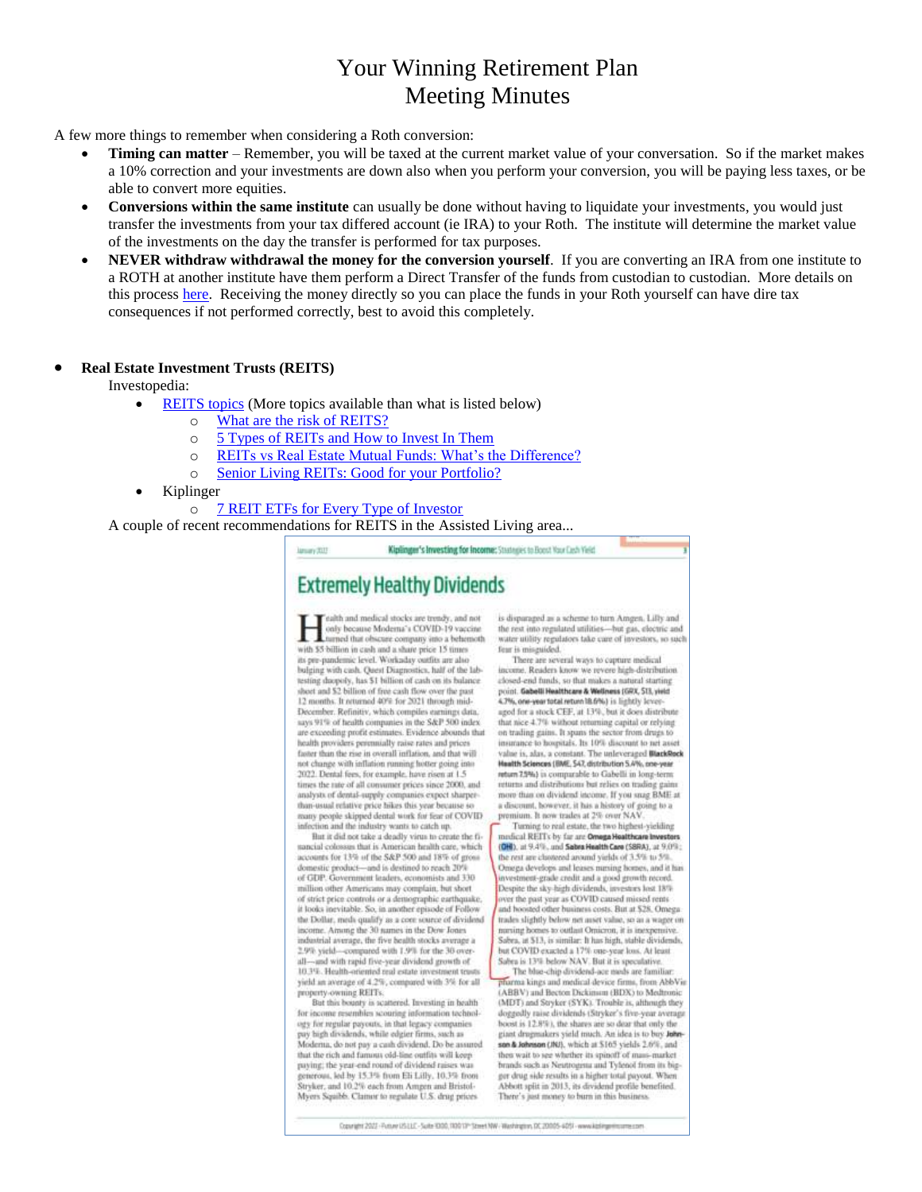# Your Winning Retirement Plan
# Meeting Minutes

A few more things to remember when considering a Roth conversion:

- **Timing can matter** – Remember, you will be taxed at the current market value of your conversation. So if the market makes a 10% correction and your investments are down also when you perform your conversion, you will be paying less taxes, or be able to convert more equities.
- **Conversions within the same institute** can usually be done without having to liquidate your investments, you would just transfer the investments from your tax differed account (ie IRA) to your Roth. The institute will determine the market value of the investments on the day the transfer is performed for tax purposes.
- **NEVER withdraw withdrawal the money for the conversion yourself**. If you are converting an IRA from one institute to a ROTH at another institute have them perform a Direct Transfer of the funds from custodian to custodian. More details on this process here. Receiving the money directly so you can place the funds in your Roth yourself can have dire tax consequences if not performed correctly, best to avoid this completely.

- **Real Estate Investment Trusts (REITS)**

  Investopedia:
  - REITS topics (More topics available than what is listed below)
    - What are the risk of REITS?
    - 5 Types of REITs and How to Invest In Them
    - REITs vs Real Estate Mutual Funds: What's the Difference?
    - Senior Living REITs: Good for your Portfolio?
  - Kiplinger
    - 7 REIT ETFs for Every Type of Investor

  A couple of recent recommendations for REITS in the Assisted Living area...

January 2022 — Kiplinger's Investing for Income: Strategies to Boost Your Cash Yield

## Extremely Healthy Dividends

Health and medical stocks are trendy, and not only because Moderna's COVID-19 vaccine turned that obscure company into a behemoth with $5 billion in cash and a share price 15 times its pre-pandemic level. Workaday outfits are also bulging with cash. Quest Diagnostics, half of the lab-testing duopoly, has $1 billion of cash on its balance sheet and $2 billion of free cash flow over the past 12 months. It returned 40% for 2021 through mid-December. Refinitiv, which compiles earnings data, says 91% of health companies in the S&P 500 index are exceeding profit estimates. Evidence abounds that health providers perennially raise rates and prices faster than the rise in overall inflation, and that will not change with inflation running hotter going into 2022. Dental fees, for example, have risen at 1.5 times the rate of all consumer prices since 2000, and analysts of dental-supply companies expect sharper-than-usual relative price hikes this year because so many people skipped dental work for fear of COVID infection and the industry wants to catch up.

But it did not take a deadly virus to create the financial colossus that is American health care, which accounts for 13% of the S&P 500 and 18% of gross domestic product—and is destined to reach 20% of GDP. Government leaders, economists and 330 million other Americans may complain, but short of strict price controls or a demographic earthquake, it looks inevitable. So, in another episode of Follow the Dollar, meds qualify as a core source of dividend income. Among the 30 names in the Dow Jones industrial average, the five health stocks average a 2.9% yield—compared with 1.9% for the 30 overall—and with rapid five-year dividend growth of 10.3%. Health-oriented real estate investment trusts yield an average of 4.2%, compared with 3% for all property-owning REITs.

But this bounty is scattered. Investing in health for income resembles scouring information technology for regular payouts, in that legacy companies pay high dividends, while edgier firms, such as Moderna, do not pay a cash dividend. Do be assured that the rich and famous old-line outfits will keep paying; the year-end round of dividend raises was generous, led by 15.3% from Eli Lilly, 10.3% from Stryker, and 10.2% each from Amgen and Bristol-Myers Squibb. Clamor to regulate U.S. drug prices is disparaged as a scheme to turn Amgen, Lilly and the rest into regulated utilities—but gas, electric and water utility regulators take care of investors, so such fear is misguided.

There are several ways to capture medical income. Readers know we revere high-distribution closed-end funds, so that makes a natural starting point. **Gabelli Healthcare & Wellness (GRX, $13, yield 4.7%, one-year total return 18.6%)** is lightly leveraged for a stock CEF, at 13%, but it does distribute that nice 4.7% without returning capital or relying on trading gains. It spans the sector from drugs to insurance to hospitals. Its 10% discount to net asset value is, alas, a constant. The unleveraged **BlackRock Health Sciences (BME, $47, distribution 5.4%, one-year return 7.5%)** is comparable to Gabelli in long-term returns and distributions but relies on trading gains more than on dividend income. If you snag BME at a discount, however, it has a history of going to a premium. It now trades at 2% over NAV.

Turning to real estate, the two highest-yielding medical REITs by far are **Omega Healthcare Investors (OHI)**, at 9.4%, and **Sabra Health Care (SBRA)**, at 9.0%; the rest are clustered around yields of 3.5% to 5%. Omega develops and leases nursing homes, and it has investment-grade credit and a good growth record. Despite the sky-high dividends, investors lost 18% over the past year as COVID caused missed rents and boosted other business costs. But at $28, Omega trades slightly below net asset value, so as a wager on nursing homes to outlast Omicron, it is inexpensive. Sabra, at $13, is similar: It has high, stable dividends, but COVID exacted a 17% one-year loss. At least Sabra is 13% below NAV. But it is speculative.

The blue-chip dividend-ace meds are familiar: pharma kings and medical device firms, from AbbVie (ABBV) and Becton Dickinson (BDX) to Medtronic (MDT) and Stryker (SYK). Trouble is, although they doggedly raise dividends (Stryker's five-year average boost is 12.8%), the shares are so dear that only the giant drugmakers yield much. An idea is to buy **Johnson & Johnson (JNJ)**, which at $165 yields 2.6%, and then wait to see whether its spinoff of mass-market brands such as Neutrogena and Tylenol from its bigger drug side results in a higher total payout. When Abbott split in 2013, its dividend profile benefited. There's just money to burn in this business.

Copyright 2022 - Future US LLC - Suite 1000, 1100 13th Street NW - Washington, DC 20005-4051 - www.kiplingerincome.com